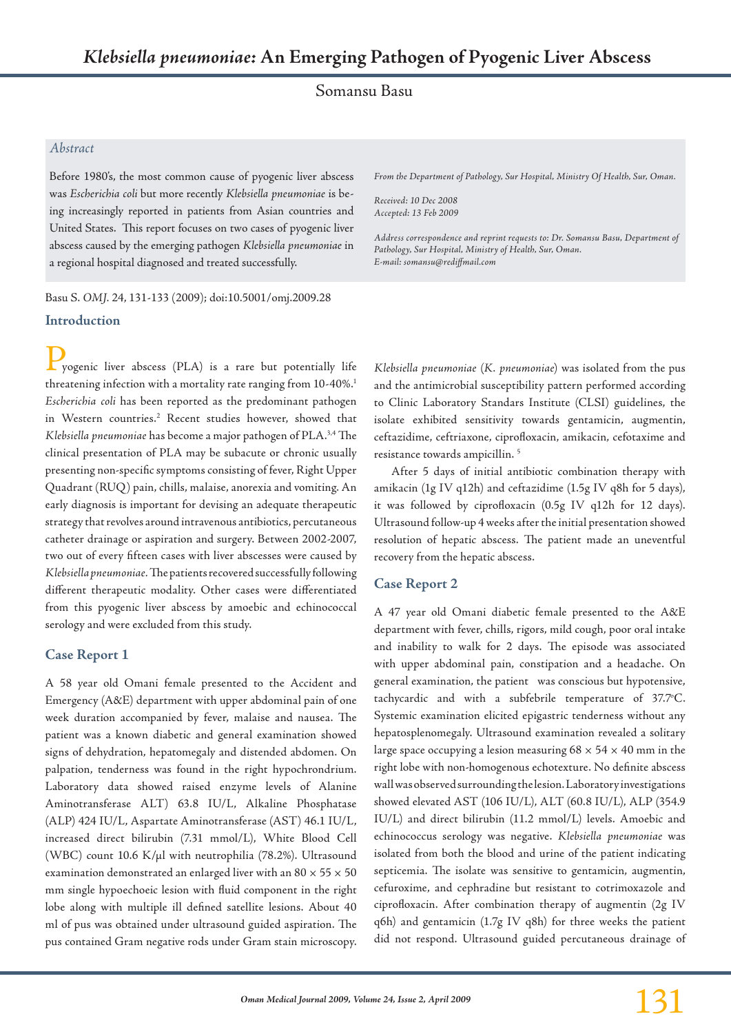# *Klebsiella pneumoniae*: An Emerging Pathogen of Pyogenic Liver Abscess

Somansu Basu

## Abstract

Before 1980's, the most common cause of pyogenic liver abscess was *Escherichia coli* but more recently *Klebsiella pneumoniae* is being increasingly reported in patients from Asian countries and United States. This report focuses on two cases of pyogenic liver abscess caused by the emerging pathogen *Klebsiella pneumoniae* in a regional hospital diagnosed and treated successfully.

*From the Department of Pathology, Sur Hospital, Ministry Of Health, Sur, Oman.*

*Received: 10 Dec 2008*
*Accepted: 13 Feb 2009*

*Address correspondence and reprint requests to: Dr. Somansu Basu, Department of Pathology, Sur Hospital, Ministry of Health, Sur, Oman.*
*E-mail: somansu@rediffmail.com*

Basu S. *OMJ*. 24, 131-133 (2009); doi:10.5001/omj.2009.28

## Introduction

Pyogenic liver abscess (PLA) is a rare but potentially life threatening infection with a mortality rate ranging from 10-40%.[1] *Escherichia coli* has been reported as the predominant pathogen in Western countries.[2] Recent studies however, showed that *Klebsiella pneumoniae* has become a major pathogen of PLA.[3,4] The clinical presentation of PLA may be subacute or chronic usually presenting non-specific symptoms consisting of fever, Right Upper Quadrant (RUQ) pain, chills, malaise, anorexia and vomiting. An early diagnosis is important for devising an adequate therapeutic strategy that revolves around intravenous antibiotics, percutaneous catheter drainage or aspiration and surgery. Between 2002-2007, two out of every fifteen cases with liver abscesses were caused by *Klebsiella pneumoniae*. The patients recovered successfully following different therapeutic modality. Other cases were differentiated from this pyogenic liver abscess by amoebic and echinococcal serology and were excluded from this study.

## Case Report 1

A 58 year old Omani female presented to the Accident and Emergency (A&E) department with upper abdominal pain of one week duration accompanied by fever, malaise and nausea. The patient was a known diabetic and general examination showed signs of dehydration, hepatomegaly and distended abdomen. On palpation, tenderness was found in the right hypochrondrium. Laboratory data showed raised enzyme levels of Alanine Aminotransferase ALT) 63.8 IU/L, Alkaline Phosphatase (ALP) 424 IU/L, Aspartate Aminotransferase (AST) 46.1 IU/L, increased direct bilirubin (7.31 mmol/L), White Blood Cell (WBC) count 10.6 K/µl with neutrophilia (78.2%). Ultrasound examination demonstrated an enlarged liver with an 80 × 55 × 50 mm single hypoechoeic lesion with fluid component in the right lobe along with multiple ill defined satellite lesions. About 40 ml of pus was obtained under ultrasound guided aspiration. The pus contained Gram negative rods under Gram stain microscopy. *Klebsiella pneumoniae* (*K. pneumoniae*) was isolated from the pus and the antimicrobial susceptibility pattern performed according to Clinic Laboratory Standars Institute (CLSI) guidelines, the isolate exhibited sensitivity towards gentamicin, augmentin, ceftazidime, ceftriaxone, ciprofloxacin, amikacin, cefotaxime and resistance towards ampicillin. [5]

After 5 days of initial antibiotic combination therapy with amikacin (1g IV q12h) and ceftazidime (1.5g IV q8h for 5 days), it was followed by ciprofloxacin (0.5g IV q12h for 12 days). Ultrasound follow-up 4 weeks after the initial presentation showed resolution of hepatic abscess. The patient made an uneventful recovery from the hepatic abscess.

## Case Report 2

A 47 year old Omani diabetic female presented to the A&E department with fever, chills, rigors, mild cough, poor oral intake and inability to walk for 2 days. The episode was associated with upper abdominal pain, constipation and a headache. On general examination, the patient was conscious but hypotensive, tachycardic and with a subfebrile temperature of 37.7°C. Systemic examination elicited epigastric tenderness without any hepatosplenomegaly. Ultrasound examination revealed a solitary large space occupying a lesion measuring 68 × 54 × 40 mm in the right lobe with non-homogenous echotexture. No definite abscess wall was observed surrounding the lesion. Laboratory investigations showed elevated AST (106 IU/L), ALT (60.8 IU/L), ALP (354.9 IU/L) and direct bilirubin (11.2 mmol/L) levels. Amoebic and echinococcus serology was negative. *Klebsiella pneumoniae* was isolated from both the blood and urine of the patient indicating septicemia. The isolate was sensitive to gentamicin, augmentin, cefuroxime, and cephradine but resistant to cotrimoxazole and ciprofloxacin. After combination therapy of augmentin (2g IV q6h) and gentamicin (1.7g IV q8h) for three weeks the patient did not respond. Ultrasound guided percutaneous drainage of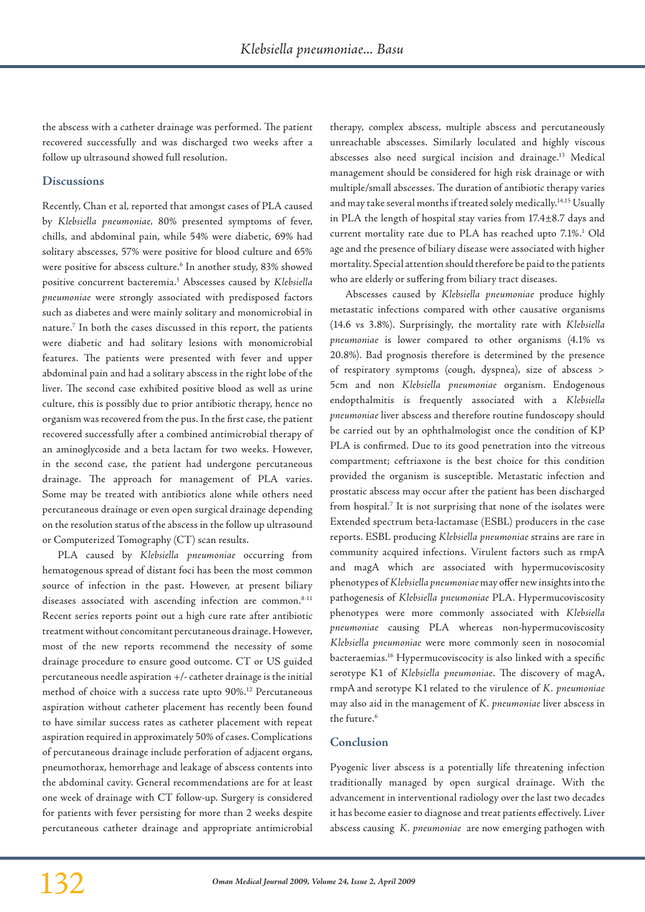the abscess with a catheter drainage was performed. The patient recovered successfully and was discharged two weeks after a follow up ultrasound showed full resolution.

## Discussions

Recently, Chan et al, reported that amongst cases of PLA caused by *Klebsiella pneumoniae*, 80% presented symptoms of fever, chills, and abdominal pain, while 54% were diabetic, 69% had solitary abscesses, 57% were positive for blood culture and 65% were positive for abscess culture.[6] In another study, 83% showed positive concurrent bacteremia.[3] Abscesses caused by *Klebsiella pneumoniae* were strongly associated with predisposed factors such as diabetes and were mainly solitary and monomicrobial in nature.[7] In both the cases discussed in this report, the patients were diabetic and had solitary lesions with monomicrobial features. The patients were presented with fever and upper abdominal pain and had a solitary abscess in the right lobe of the liver. The second case exhibited positive blood as well as urine culture, this is possibly due to prior antibiotic therapy, hence no organism was recovered from the pus. In the first case, the patient recovered successfully after a combined antimicrobial therapy of an aminoglycoside and a beta lactam for two weeks. However, in the second case, the patient had undergone percutaneous drainage. The approach for management of PLA varies. Some may be treated with antibiotics alone while others need percutaneous drainage or even open surgical drainage depending on the resolution status of the abscess in the follow up ultrasound or Computerized Tomography (CT) scan results.

PLA caused by *Klebsiella pneumoniae* occurring from hematogenous spread of distant foci has been the most common source of infection in the past. However, at present biliary diseases associated with ascending infection are common.[8-11] Recent series reports point out a high cure rate after antibiotic treatment without concomitant percutaneous drainage. However, most of the new reports recommend the necessity of some drainage procedure to ensure good outcome. CT or US guided percutaneous needle aspiration +/- catheter drainage is the initial method of choice with a success rate upto 90%.[12] Percutaneous aspiration without catheter placement has recently been found to have similar success rates as catheter placement with repeat aspiration required in approximately 50% of cases. Complications of percutaneous drainage include perforation of adjacent organs, pneumothorax, hemorrhage and leakage of abscess contents into the abdominal cavity. General recommendations are for at least one week of drainage with CT follow-up. Surgery is considered for patients with fever persisting for more than 2 weeks despite percutaneous catheter drainage and appropriate antimicrobial therapy, complex abscess, multiple abscess and percutaneously unreachable abscesses. Similarly loculated and highly viscous abscesses also need surgical incision and drainage.[13] Medical management should be considered for high risk drainage or with multiple/small abscesses. The duration of antibiotic therapy varies and may take several months if treated solely medically.[14,15] Usually in PLA the length of hospital stay varies from 17.4±8.7 days and current mortality rate due to PLA has reached upto 7.1%.[1] Old age and the presence of biliary disease were associated with higher mortality. Special attention should therefore be paid to the patients who are elderly or suffering from biliary tract diseases.

Abscesses caused by *Klebsiella pneumoniae* produce highly metastatic infections compared with other causative organisms (14.6 vs 3.8%). Surprisingly, the mortality rate with *Klebsiella pneumoniae* is lower compared to other organisms (4.1% vs 20.8%). Bad prognosis therefore is determined by the presence of respiratory symptoms (cough, dyspnea), size of abscess > 5cm and non *Klebsiella pneumoniae* organism. Endogenous endopthalmitis is frequently associated with a *Klebsiella pneumoniae* liver abscess and therefore routine fundoscopy should be carried out by an ophthalmologist once the condition of KP PLA is confirmed. Due to its good penetration into the vitreous compartment; ceftriaxone is the best choice for this condition provided the organism is susceptible. Metastatic infection and prostatic abscess may occur after the patient has been discharged from hospital.[7] It is not surprising that none of the isolates were Extended spectrum beta-lactamase (ESBL) producers in the case reports. ESBL producing *Klebsiella pneumoniae* strains are rare in community acquired infections. Virulent factors such as rmpA and magA which are associated with hypermucoviscosity phenotypes of *Klebsiella pneumoniae* may offer new insights into the pathogenesis of *Klebsiella pneumoniae* PLA. Hypermucoviscosity phenotypes were more commonly associated with *Klebsiella pneumoniae* causing PLA whereas non-hypermucoviscosity *Klebsiella pneumoniae* were more commonly seen in nosocomial bacteraemias.[16] Hypermucoviscocity is also linked with a specific serotype K1 of *Klebsiella pneumoniae*. The discovery of magA, rmpA and serotype K1 related to the virulence of *K. pneumoniae* may also aid in the management of *K. pneumoniae* liver abscess in the future.[6]

## Conclusion

Pyogenic liver abscess is a potentially life threatening infection traditionally managed by open surgical drainage. With the advancement in interventional radiology over the last two decades it has become easier to diagnose and treat patients effectively. Liver abscess causing *K. pneumoniae* are now emerging pathogen with